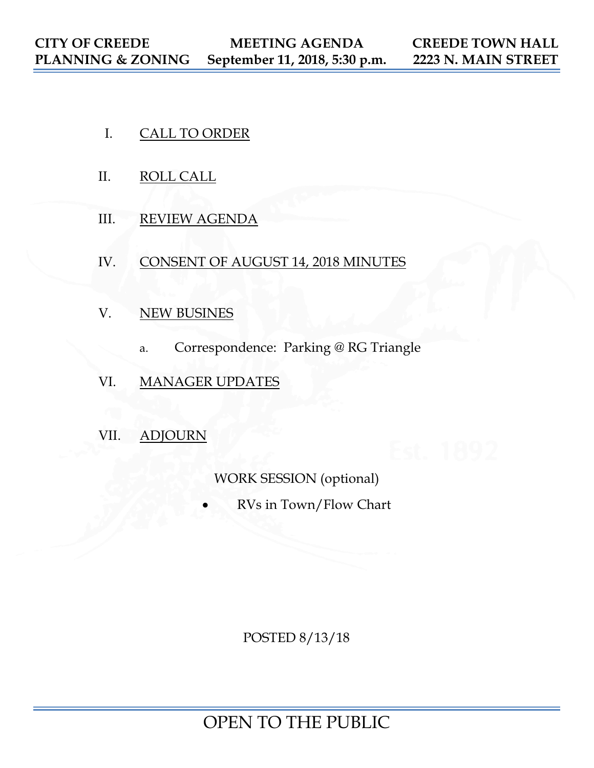| CITY OF CREEDE | MEETING AGENDA | CREEDE TOWN HALL |
|---|---|---|
| PLANNING & ZONING | September 11, 2018, 5:30 p.m. | 2223 N. MAIN STREET |

I. CALL TO ORDER

II. ROLL CALL

III. REVIEW AGENDA

IV. CONSENT OF AUGUST 14, 2018 MINUTES

V. NEW BUSINES

   a. Correspondence: Parking @ RG Triangle

VI. MANAGER UPDATES

VII. ADJOURN

WORK SESSION (optional)

- RVs in Town/Flow Chart

POSTED 8/13/18

OPEN TO THE PUBLIC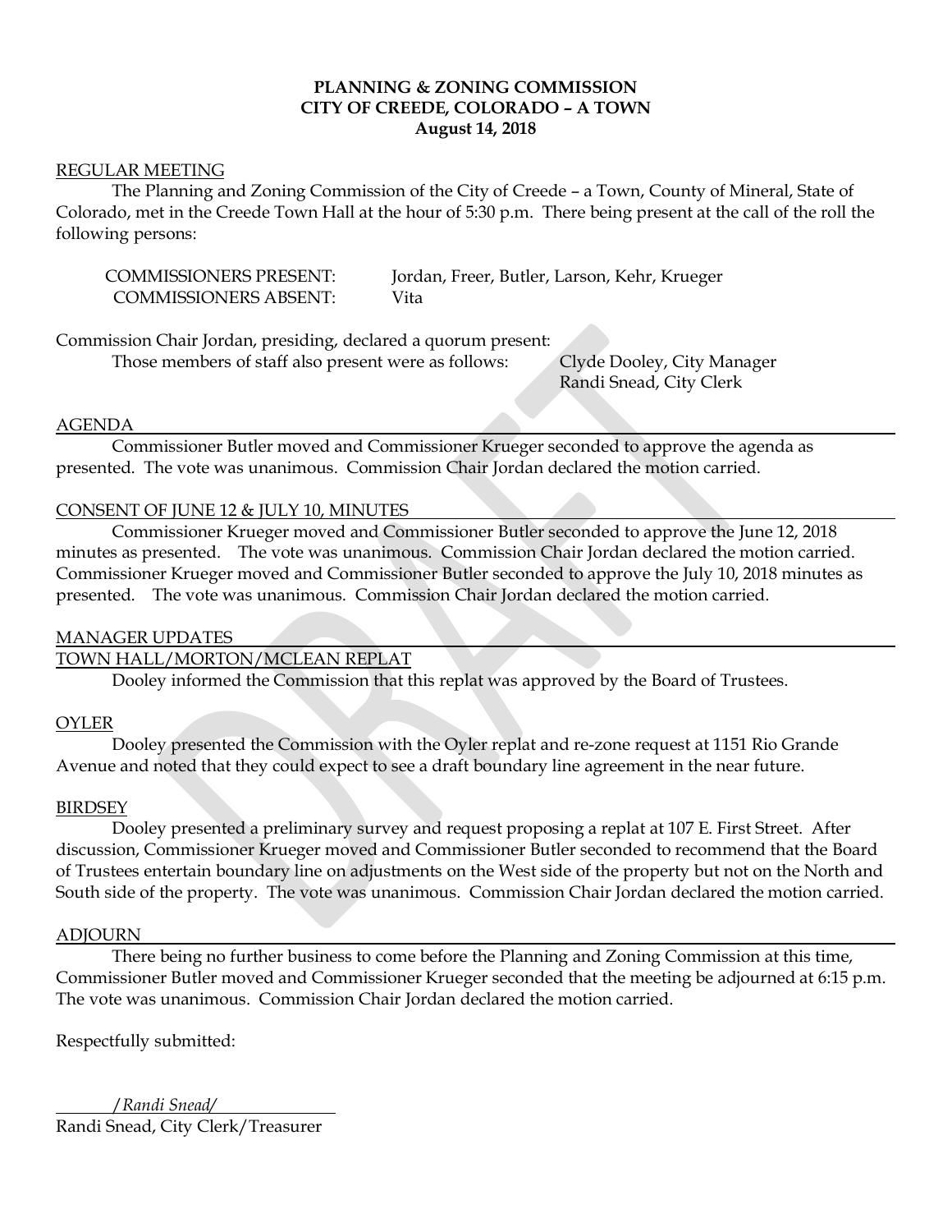**PLANNING & ZONING COMMISSION**
**CITY OF CREEDE, COLORADO – A TOWN**
**August 14, 2018**

REGULAR MEETING

The Planning and Zoning Commission of the City of Creede – a Town, County of Mineral, State of Colorado, met in the Creede Town Hall at the hour of 5:30 p.m. There being present at the call of the roll the following persons:

COMMISSIONERS PRESENT: Jordan, Freer, Butler, Larson, Kehr, Krueger
COMMISSIONERS ABSENT: Vita

Commission Chair Jordan, presiding, declared a quorum present:

Those members of staff also present were as follows: Clyde Dooley, City Manager
Randi Snead, City Clerk

AGENDA

Commissioner Butler moved and Commissioner Krueger seconded to approve the agenda as presented. The vote was unanimous. Commission Chair Jordan declared the motion carried.

CONSENT OF JUNE 12 & JULY 10, MINUTES

Commissioner Krueger moved and Commissioner Butler seconded to approve the June 12, 2018 minutes as presented. The vote was unanimous. Commission Chair Jordan declared the motion carried. Commissioner Krueger moved and Commissioner Butler seconded to approve the July 10, 2018 minutes as presented. The vote was unanimous. Commission Chair Jordan declared the motion carried.

MANAGER UPDATES

TOWN HALL/MORTON/MCLEAN REPLAT

Dooley informed the Commission that this replat was approved by the Board of Trustees.

OYLER

Dooley presented the Commission with the Oyler replat and re-zone request at 1151 Rio Grande Avenue and noted that they could expect to see a draft boundary line agreement in the near future.

BIRDSEY

Dooley presented a preliminary survey and request proposing a replat at 107 E. First Street. After discussion, Commissioner Krueger moved and Commissioner Butler seconded to recommend that the Board of Trustees entertain boundary line on adjustments on the West side of the property but not on the North and South side of the property. The vote was unanimous. Commission Chair Jordan declared the motion carried.

ADJOURN

There being no further business to come before the Planning and Zoning Commission at this time, Commissioner Butler moved and Commissioner Krueger seconded that the meeting be adjourned at 6:15 p.m. The vote was unanimous. Commission Chair Jordan declared the motion carried.

Respectfully submitted:

*/Randi Snead/*
Randi Snead, City Clerk/Treasurer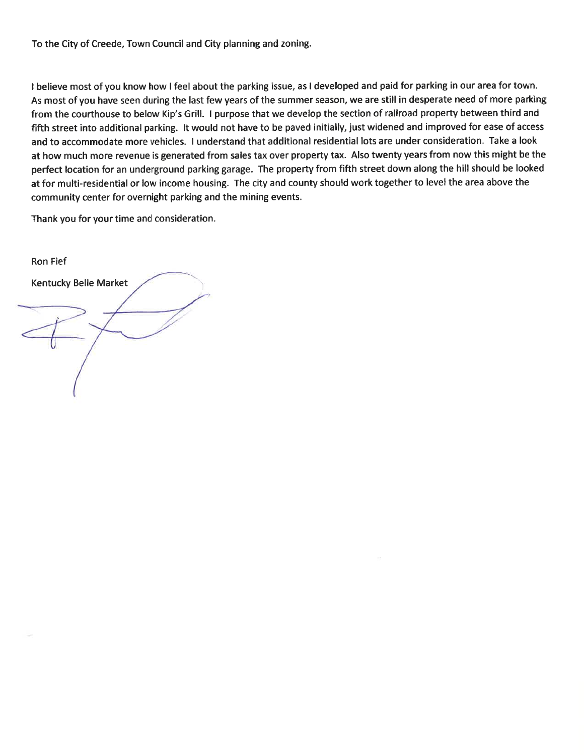To the City of Creede, Town Council and City planning and zoning.

I believe most of you know how I feel about the parking issue, as I developed and paid for parking in our area for town. As most of you have seen during the last few years of the summer season, we are still in desperate need of more parking from the courthouse to below Kip's Grill. I purpose that we develop the section of railroad property between third and fifth street into additional parking. It would not have to be paved initially, just widened and improved for ease of access and to accommodate more vehicles. I understand that additional residential lots are under consideration. Take a look at how much more revenue is generated from sales tax over property tax. Also twenty years from now this might be the perfect location for an underground parking garage. The property from fifth street down along the hill should be looked at for multi-residential or low income housing. The city and county should work together to level the area above the community center for overnight parking and the mining events.

Thank you for your time and consideration.

Ron Fief

Kentucky Belle Market